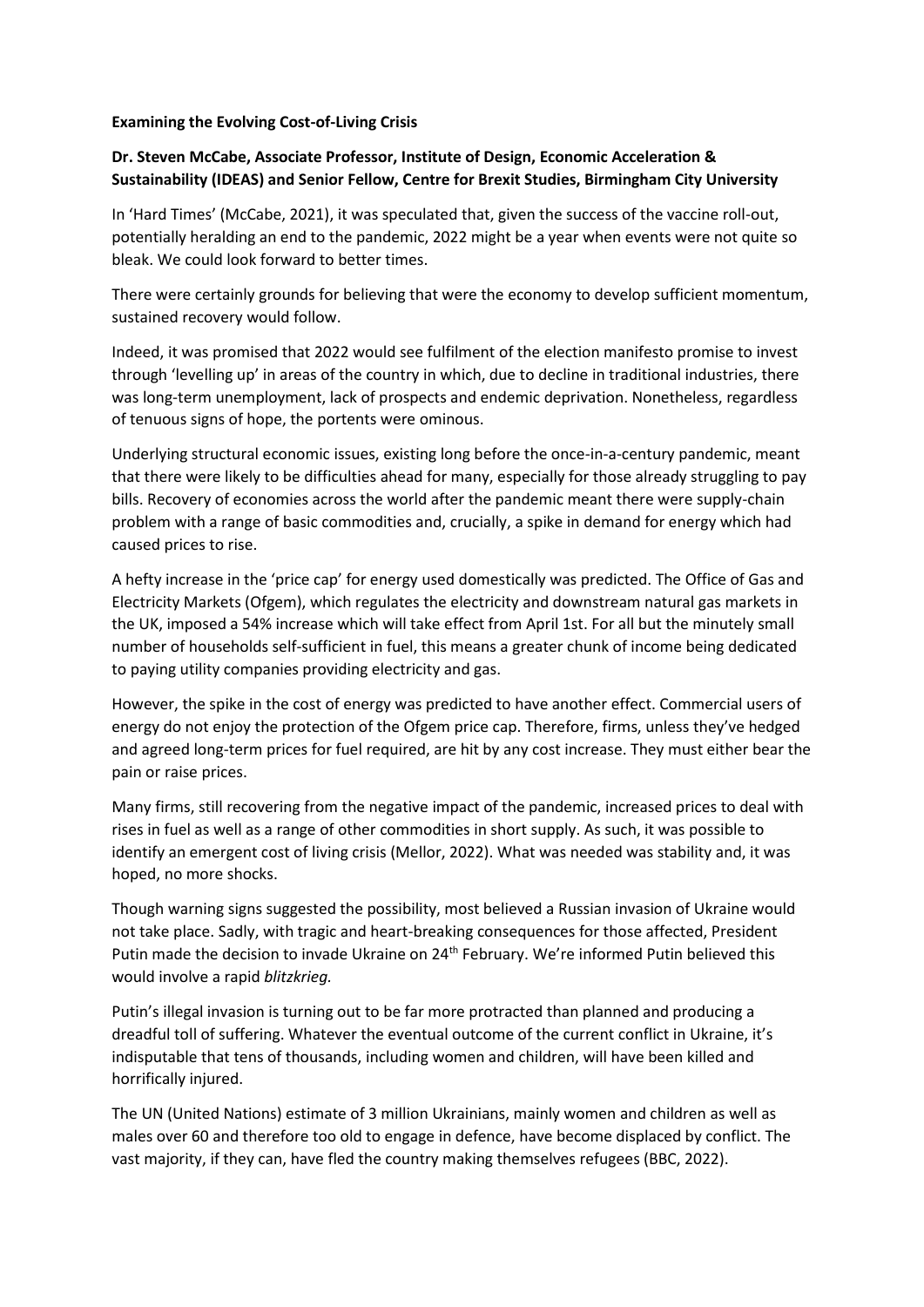**Examining the Evolving Cost-of-Living Crisis**

**Dr. Steven McCabe, Associate Professor, Institute of Design, Economic Acceleration & Sustainability (IDEAS) and Senior Fellow, Centre for Brexit Studies, Birmingham City University**

In 'Hard Times' (McCabe, 2021), it was speculated that, given the success of the vaccine roll-out, potentially heralding an end to the pandemic, 2022 might be a year when events were not quite so bleak. We could look forward to better times.

There were certainly grounds for believing that were the economy to develop sufficient momentum, sustained recovery would follow.

Indeed, it was promised that 2022 would see fulfilment of the election manifesto promise to invest through 'levelling up' in areas of the country in which, due to decline in traditional industries, there was long-term unemployment, lack of prospects and endemic deprivation. Nonetheless, regardless of tenuous signs of hope, the portents were ominous.

Underlying structural economic issues, existing long before the once-in-a-century pandemic, meant that there were likely to be difficulties ahead for many, especially for those already struggling to pay bills. Recovery of economies across the world after the pandemic meant there were supply-chain problem with a range of basic commodities and, crucially, a spike in demand for energy which had caused prices to rise.

A hefty increase in the 'price cap' for energy used domestically was predicted. The Office of Gas and Electricity Markets (Ofgem), which regulates the electricity and downstream natural gas markets in the UK, imposed a 54% increase which will take effect from April 1st. For all but the minutely small number of households self-sufficient in fuel, this means a greater chunk of income being dedicated to paying utility companies providing electricity and gas.

However, the spike in the cost of energy was predicted to have another effect. Commercial users of energy do not enjoy the protection of the Ofgem price cap. Therefore, firms, unless they've hedged and agreed long-term prices for fuel required, are hit by any cost increase. They must either bear the pain or raise prices.

Many firms, still recovering from the negative impact of the pandemic, increased prices to deal with rises in fuel as well as a range of other commodities in short supply. As such, it was possible to identify an emergent cost of living crisis (Mellor, 2022). What was needed was stability and, it was hoped, no more shocks.

Though warning signs suggested the possibility, most believed a Russian invasion of Ukraine would not take place. Sadly, with tragic and heart-breaking consequences for those affected, President Putin made the decision to invade Ukraine on 24th February. We're informed Putin believed this would involve a rapid *blitzkrieg.*

Putin's illegal invasion is turning out to be far more protracted than planned and producing a dreadful toll of suffering. Whatever the eventual outcome of the current conflict in Ukraine, it's indisputable that tens of thousands, including women and children, will have been killed and horrifically injured.

The UN (United Nations) estimate of 3 million Ukrainians, mainly women and children as well as males over 60 and therefore too old to engage in defence, have become displaced by conflict. The vast majority, if they can, have fled the country making themselves refugees (BBC, 2022).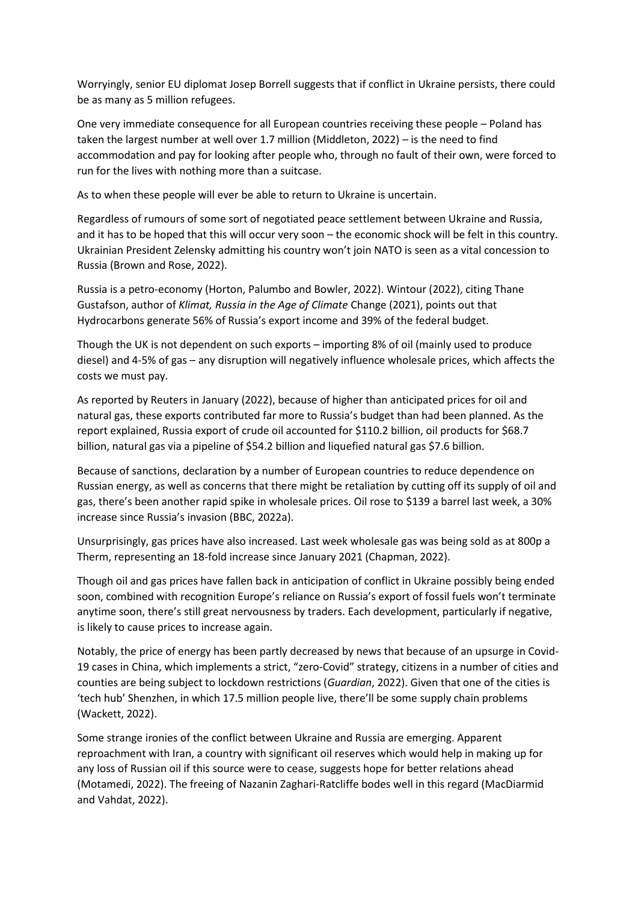Worryingly, senior EU diplomat Josep Borrell suggests that if conflict in Ukraine persists, there could be as many as 5 million refugees.

One very immediate consequence for all European countries receiving these people – Poland has taken the largest number at well over 1.7 million (Middleton, 2022) – is the need to find accommodation and pay for looking after people who, through no fault of their own, were forced to run for the lives with nothing more than a suitcase.

As to when these people will ever be able to return to Ukraine is uncertain.

Regardless of rumours of some sort of negotiated peace settlement between Ukraine and Russia, and it has to be hoped that this will occur very soon – the economic shock will be felt in this country. Ukrainian President Zelensky admitting his country won't join NATO is seen as a vital concession to Russia (Brown and Rose, 2022).

Russia is a petro-economy (Horton, Palumbo and Bowler, 2022). Wintour (2022), citing Thane Gustafson, author of *Klimat, Russia in the Age of Climate* Change (2021), points out that Hydrocarbons generate 56% of Russia's export income and 39% of the federal budget.

Though the UK is not dependent on such exports – importing 8% of oil (mainly used to produce diesel) and 4-5% of gas – any disruption will negatively influence wholesale prices, which affects the costs we must pay.

As reported by Reuters in January (2022), because of higher than anticipated prices for oil and natural gas, these exports contributed far more to Russia's budget than had been planned. As the report explained, Russia export of crude oil accounted for $110.2 billion, oil products for $68.7 billion, natural gas via a pipeline of $54.2 billion and liquefied natural gas $7.6 billion.

Because of sanctions, declaration by a number of European countries to reduce dependence on Russian energy, as well as concerns that there might be retaliation by cutting off its supply of oil and gas, there's been another rapid spike in wholesale prices. Oil rose to $139 a barrel last week, a 30% increase since Russia's invasion (BBC, 2022a).

Unsurprisingly, gas prices have also increased. Last week wholesale gas was being sold as at 800p a Therm, representing an 18-fold increase since January 2021 (Chapman, 2022).

Though oil and gas prices have fallen back in anticipation of conflict in Ukraine possibly being ended soon, combined with recognition Europe's reliance on Russia's export of fossil fuels won't terminate anytime soon, there's still great nervousness by traders. Each development, particularly if negative, is likely to cause prices to increase again.

Notably, the price of energy has been partly decreased by news that because of an upsurge in Covid-19 cases in China, which implements a strict, "zero-Covid" strategy, citizens in a number of cities and counties are being subject to lockdown restrictions (*Guardian*, 2022). Given that one of the cities is 'tech hub' Shenzhen, in which 17.5 million people live, there'll be some supply chain problems (Wackett, 2022).

Some strange ironies of the conflict between Ukraine and Russia are emerging. Apparent reproachment with Iran, a country with significant oil reserves which would help in making up for any loss of Russian oil if this source were to cease, suggests hope for better relations ahead (Motamedi, 2022). The freeing of Nazanin Zaghari-Ratcliffe bodes well in this regard (MacDiarmid and Vahdat, 2022).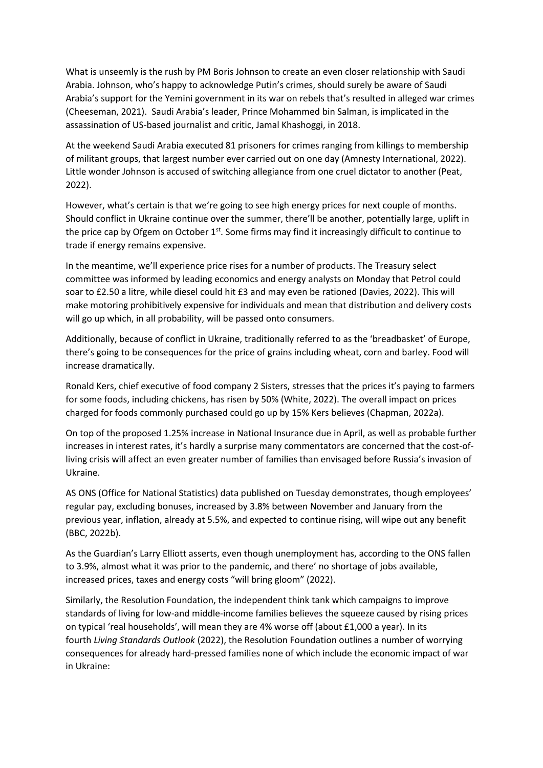What is unseemly is the rush by PM Boris Johnson to create an even closer relationship with Saudi Arabia. Johnson, who's happy to acknowledge Putin's crimes, should surely be aware of Saudi Arabia's support for the Yemini government in its war on rebels that's resulted in alleged war crimes (Cheeseman, 2021). Saudi Arabia's leader, Prince Mohammed bin Salman, is implicated in the assassination of US-based journalist and critic, Jamal Khashoggi, in 2018.

At the weekend Saudi Arabia executed 81 prisoners for crimes ranging from killings to membership of militant groups, that largest number ever carried out on one day (Amnesty International, 2022). Little wonder Johnson is accused of switching allegiance from one cruel dictator to another (Peat, 2022).

However, what's certain is that we're going to see high energy prices for next couple of months. Should conflict in Ukraine continue over the summer, there'll be another, potentially large, uplift in the price cap by Ofgem on October 1st. Some firms may find it increasingly difficult to continue to trade if energy remains expensive.

In the meantime, we'll experience price rises for a number of products. The Treasury select committee was informed by leading economics and energy analysts on Monday that Petrol could soar to £2.50 a litre, while diesel could hit £3 and may even be rationed (Davies, 2022). This will make motoring prohibitively expensive for individuals and mean that distribution and delivery costs will go up which, in all probability, will be passed onto consumers.

Additionally, because of conflict in Ukraine, traditionally referred to as the 'breadbasket' of Europe, there's going to be consequences for the price of grains including wheat, corn and barley. Food will increase dramatically.

Ronald Kers, chief executive of food company 2 Sisters, stresses that the prices it's paying to farmers for some foods, including chickens, has risen by 50% (White, 2022). The overall impact on prices charged for foods commonly purchased could go up by 15% Kers believes (Chapman, 2022a).

On top of the proposed 1.25% increase in National Insurance due in April, as well as probable further increases in interest rates, it's hardly a surprise many commentators are concerned that the cost-of-living crisis will affect an even greater number of families than envisaged before Russia's invasion of Ukraine.

AS ONS (Office for National Statistics) data published on Tuesday demonstrates, though employees' regular pay, excluding bonuses, increased by 3.8% between November and January from the previous year, inflation, already at 5.5%, and expected to continue rising, will wipe out any benefit (BBC, 2022b).

As the Guardian's Larry Elliott asserts, even though unemployment has, according to the ONS fallen to 3.9%, almost what it was prior to the pandemic, and there' no shortage of jobs available, increased prices, taxes and energy costs "will bring gloom" (2022).

Similarly, the Resolution Foundation, the independent think tank which campaigns to improve standards of living for low-and middle-income families believes the squeeze caused by rising prices on typical 'real households', will mean they are 4% worse off (about £1,000 a year). In its fourth *Living Standards Outlook* (2022), the Resolution Foundation outlines a number of worrying consequences for already hard-pressed families none of which include the economic impact of war in Ukraine: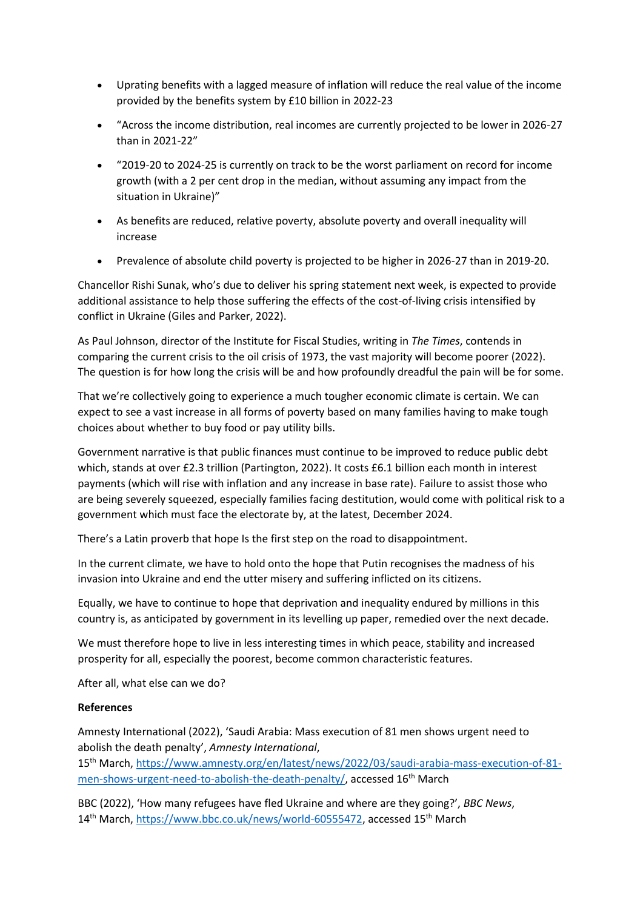- Uprating benefits with a lagged measure of inflation will reduce the real value of the income provided by the benefits system by £10 billion in 2022-23
- "Across the income distribution, real incomes are currently projected to be lower in 2026-27 than in 2021-22"
- "2019-20 to 2024-25 is currently on track to be the worst parliament on record for income growth (with a 2 per cent drop in the median, without assuming any impact from the situation in Ukraine)"
- As benefits are reduced, relative poverty, absolute poverty and overall inequality will increase
- Prevalence of absolute child poverty is projected to be higher in 2026-27 than in 2019-20.

Chancellor Rishi Sunak, who's due to deliver his spring statement next week, is expected to provide additional assistance to help those suffering the effects of the cost-of-living crisis intensified by conflict in Ukraine (Giles and Parker, 2022).

As Paul Johnson, director of the Institute for Fiscal Studies, writing in *The Times*, contends in comparing the current crisis to the oil crisis of 1973, the vast majority will become poorer (2022). The question is for how long the crisis will be and how profoundly dreadful the pain will be for some.

That we're collectively going to experience a much tougher economic climate is certain. We can expect to see a vast increase in all forms of poverty based on many families having to make tough choices about whether to buy food or pay utility bills.

Government narrative is that public finances must continue to be improved to reduce public debt which, stands at over £2.3 trillion (Partington, 2022). It costs £6.1 billion each month in interest payments (which will rise with inflation and any increase in base rate). Failure to assist those who are being severely squeezed, especially families facing destitution, would come with political risk to a government which must face the electorate by, at the latest, December 2024.

There's a Latin proverb that hope Is the first step on the road to disappointment.

In the current climate, we have to hold onto the hope that Putin recognises the madness of his invasion into Ukraine and end the utter misery and suffering inflicted on its citizens.

Equally, we have to continue to hope that deprivation and inequality endured by millions in this country is, as anticipated by government in its levelling up paper, remedied over the next decade.

We must therefore hope to live in less interesting times in which peace, stability and increased prosperity for all, especially the poorest, become common characteristic features.

After all, what else can we do?

**References**

Amnesty International (2022), 'Saudi Arabia: Mass execution of 81 men shows urgent need to abolish the death penalty', *Amnesty International*, 15th March, https://www.amnesty.org/en/latest/news/2022/03/saudi-arabia-mass-execution-of-81-men-shows-urgent-need-to-abolish-the-death-penalty/, accessed 16th March

BBC (2022), 'How many refugees have fled Ukraine and where are they going?', *BBC News*, 14th March, https://www.bbc.co.uk/news/world-60555472, accessed 15th March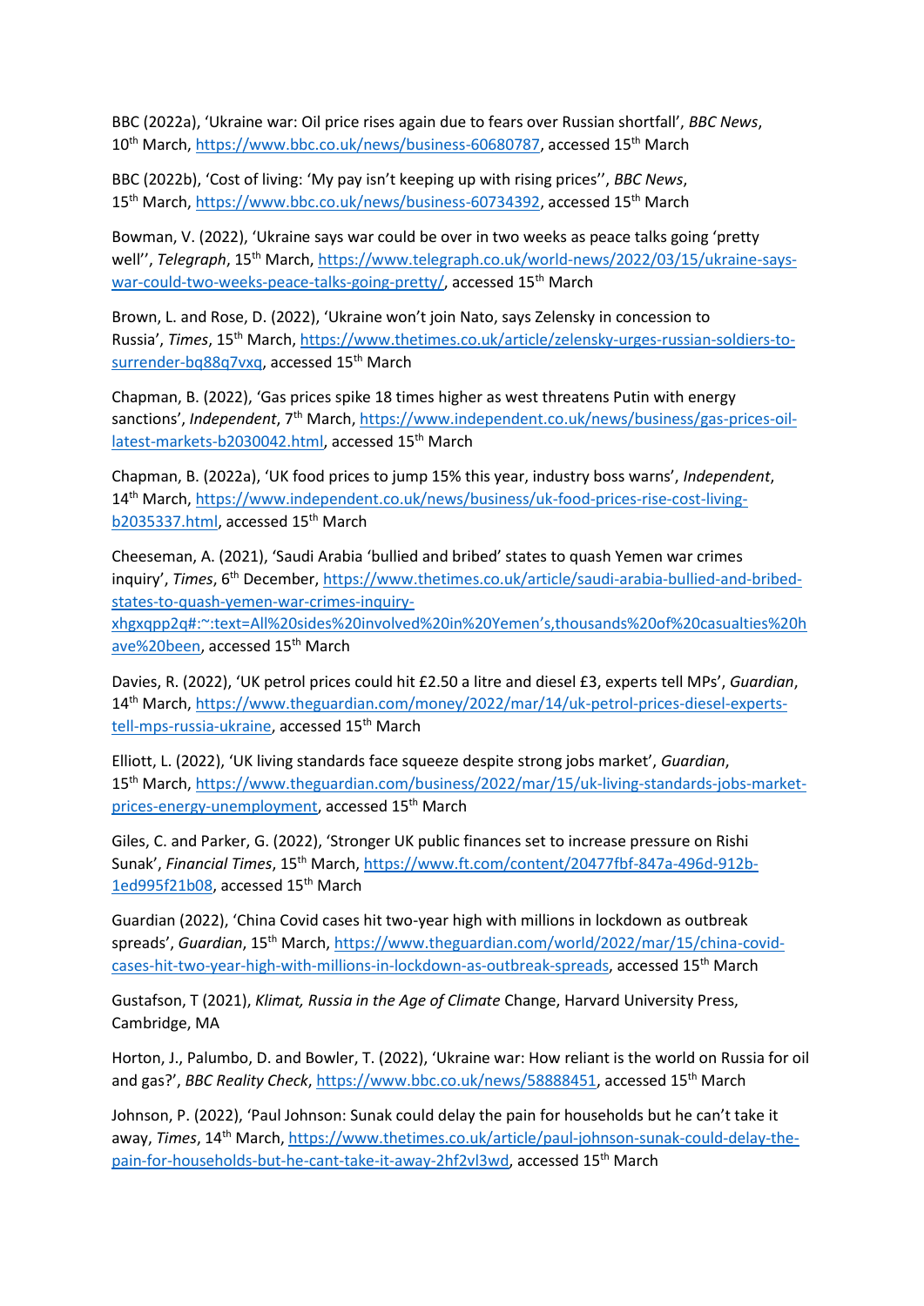BBC (2022a), 'Ukraine war: Oil price rises again due to fears over Russian shortfall', *BBC News*, 10th March, https://www.bbc.co.uk/news/business-60680787, accessed 15th March

BBC (2022b), 'Cost of living: 'My pay isn't keeping up with rising prices'', *BBC News*, 15th March, https://www.bbc.co.uk/news/business-60734392, accessed 15th March

Bowman, V. (2022), 'Ukraine says war could be over in two weeks as peace talks going 'pretty well'', *Telegraph*, 15th March, https://www.telegraph.co.uk/world-news/2022/03/15/ukraine-says-war-could-two-weeks-peace-talks-going-pretty/, accessed 15th March

Brown, L. and Rose, D. (2022), 'Ukraine won't join Nato, says Zelensky in concession to Russia', *Times*, 15th March, https://www.thetimes.co.uk/article/zelensky-urges-russian-soldiers-to-surrender-bq88q7vxq, accessed 15th March

Chapman, B. (2022), 'Gas prices spike 18 times higher as west threatens Putin with energy sanctions', *Independent*, 7th March, https://www.independent.co.uk/news/business/gas-prices-oil-latest-markets-b2030042.html, accessed 15th March

Chapman, B. (2022a), 'UK food prices to jump 15% this year, industry boss warns', *Independent*, 14th March, https://www.independent.co.uk/news/business/uk-food-prices-rise-cost-living-b2035337.html, accessed 15th March

Cheeseman, A. (2021), 'Saudi Arabia 'bullied and bribed' states to quash Yemen war crimes inquiry', *Times*, 6th December, https://www.thetimes.co.uk/article/saudi-arabia-bullied-and-bribed-states-to-quash-yemen-war-crimes-inquiry-xhgxqpp2q#:~:text=All%20sides%20involved%20in%20Yemen's,thousands%20of%20casualties%20have%20been, accessed 15th March

Davies, R. (2022), 'UK petrol prices could hit £2.50 a litre and diesel £3, experts tell MPs', *Guardian*, 14th March, https://www.theguardian.com/money/2022/mar/14/uk-petrol-prices-diesel-experts-tell-mps-russia-ukraine, accessed 15th March

Elliott, L. (2022), 'UK living standards face squeeze despite strong jobs market', *Guardian*, 15th March, https://www.theguardian.com/business/2022/mar/15/uk-living-standards-jobs-market-prices-energy-unemployment, accessed 15th March

Giles, C. and Parker, G. (2022), 'Stronger UK public finances set to increase pressure on Rishi Sunak', *Financial Times*, 15th March, https://www.ft.com/content/20477fbf-847a-496d-912b-1ed995f21b08, accessed 15th March

Guardian (2022), 'China Covid cases hit two-year high with millions in lockdown as outbreak spreads', *Guardian*, 15th March, https://www.theguardian.com/world/2022/mar/15/china-covid-cases-hit-two-year-high-with-millions-in-lockdown-as-outbreak-spreads, accessed 15th March

Gustafson, T (2021), *Klimat, Russia in the Age of Climate* Change, Harvard University Press, Cambridge, MA

Horton, J., Palumbo, D. and Bowler, T. (2022), 'Ukraine war: How reliant is the world on Russia for oil and gas?', *BBC Reality Check*, https://www.bbc.co.uk/news/58888451, accessed 15th March

Johnson, P. (2022), 'Paul Johnson: Sunak could delay the pain for households but he can't take it away, *Times*, 14th March, https://www.thetimes.co.uk/article/paul-johnson-sunak-could-delay-the-pain-for-households-but-he-cant-take-it-away-2hf2vl3wd, accessed 15th March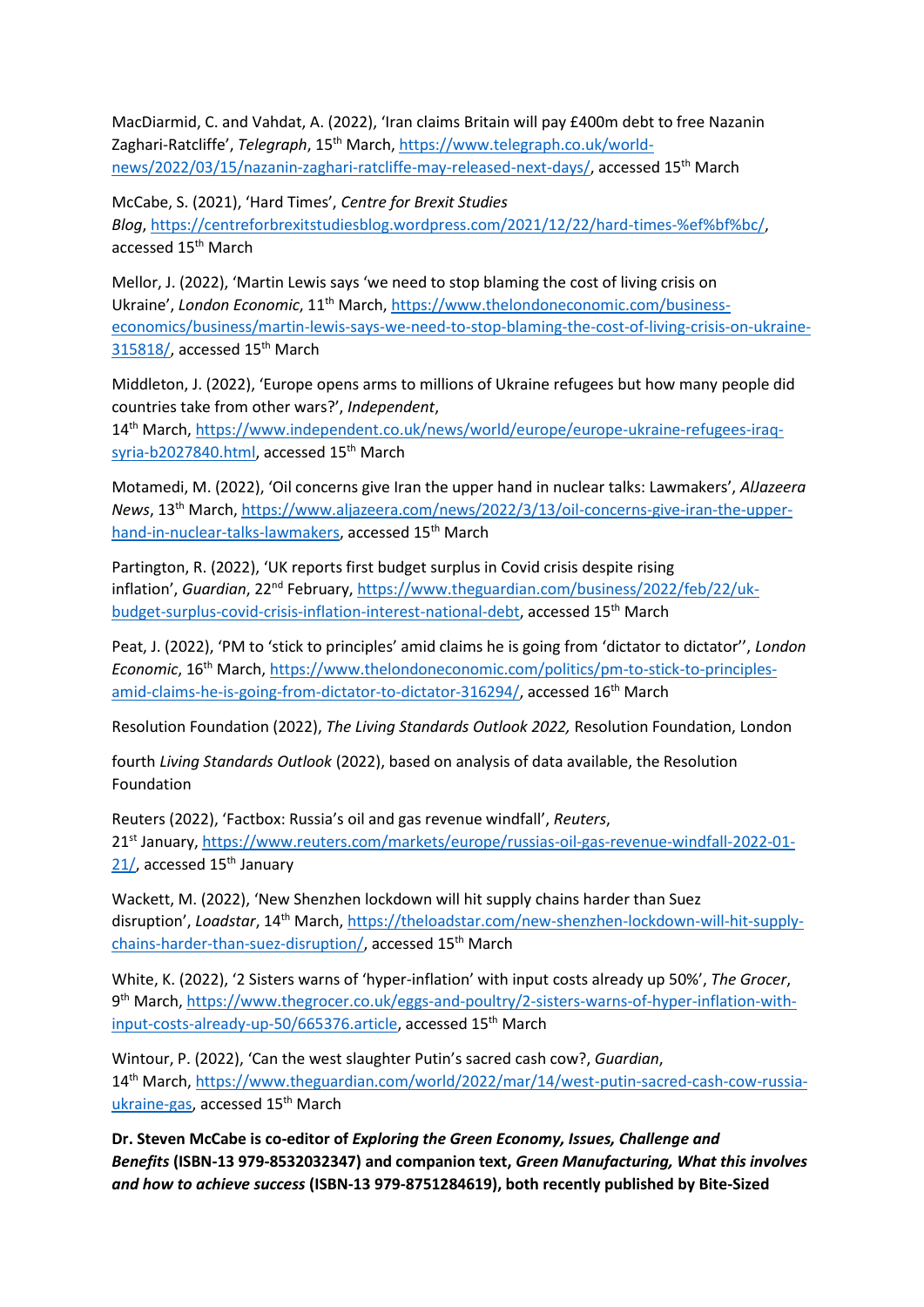MacDiarmid, C. and Vahdat, A. (2022), 'Iran claims Britain will pay £400m debt to free Nazanin Zaghari-Ratcliffe', *Telegraph*, 15th March, https://www.telegraph.co.uk/world-news/2022/03/15/nazanin-zaghari-ratcliffe-may-released-next-days/, accessed 15th March

McCabe, S. (2021), 'Hard Times', *Centre for Brexit Studies Blog*, https://centreforbrexitstudiesblog.wordpress.com/2021/12/22/hard-times-%ef%bf%bc/, accessed 15th March

Mellor, J. (2022), 'Martin Lewis says 'we need to stop blaming the cost of living crisis on Ukraine', *London Economic*, 11th March, https://www.thelondoneconomic.com/business-economics/business/martin-lewis-says-we-need-to-stop-blaming-the-cost-of-living-crisis-on-ukraine-315818/, accessed 15th March

Middleton, J. (2022), 'Europe opens arms to millions of Ukraine refugees but how many people did countries take from other wars?', *Independent*, 14th March, https://www.independent.co.uk/news/world/europe/europe-ukraine-refugees-iraq-syria-b2027840.html, accessed 15th March

Motamedi, M. (2022), 'Oil concerns give Iran the upper hand in nuclear talks: Lawmakers', *AlJazeera News*, 13th March, https://www.aljazeera.com/news/2022/3/13/oil-concerns-give-iran-the-upper-hand-in-nuclear-talks-lawmakers, accessed 15th March

Partington, R. (2022), 'UK reports first budget surplus in Covid crisis despite rising inflation', *Guardian*, 22nd February, https://www.theguardian.com/business/2022/feb/22/uk-budget-surplus-covid-crisis-inflation-interest-national-debt, accessed 15th March

Peat, J. (2022), 'PM to 'stick to principles' amid claims he is going from 'dictator to dictator'', *London Economic*, 16th March, https://www.thelondoneconomic.com/politics/pm-to-stick-to-principles-amid-claims-he-is-going-from-dictator-to-dictator-316294/, accessed 16th March

Resolution Foundation (2022), *The Living Standards Outlook 2022,* Resolution Foundation, London

fourth *Living Standards Outlook* (2022), based on analysis of data available, the Resolution Foundation

Reuters (2022), 'Factbox: Russia's oil and gas revenue windfall', *Reuters*, 21st January, https://www.reuters.com/markets/europe/russias-oil-gas-revenue-windfall-2022-01-21/, accessed 15th January

Wackett, M. (2022), 'New Shenzhen lockdown will hit supply chains harder than Suez disruption', *Loadstar*, 14th March, https://theloadstar.com/new-shenzhen-lockdown-will-hit-supply-chains-harder-than-suez-disruption/, accessed 15th March

White, K. (2022), '2 Sisters warns of 'hyper-inflation' with input costs already up 50%', *The Grocer*, 9th March, https://www.thegrocer.co.uk/eggs-and-poultry/2-sisters-warns-of-hyper-inflation-with-input-costs-already-up-50/665376.article, accessed 15th March

Wintour, P. (2022), 'Can the west slaughter Putin's sacred cash cow?, *Guardian*, 14th March, https://www.theguardian.com/world/2022/mar/14/west-putin-sacred-cash-cow-russia-ukraine-gas, accessed 15th March

**Dr. Steven McCabe is co-editor of *Exploring the Green Economy, Issues, Challenge and Benefits* (ISBN-13 979-8532032347) and companion text, *Green Manufacturing, What this involves and how to achieve success* (ISBN-13 979-8751284619), both recently published by Bite-Sized**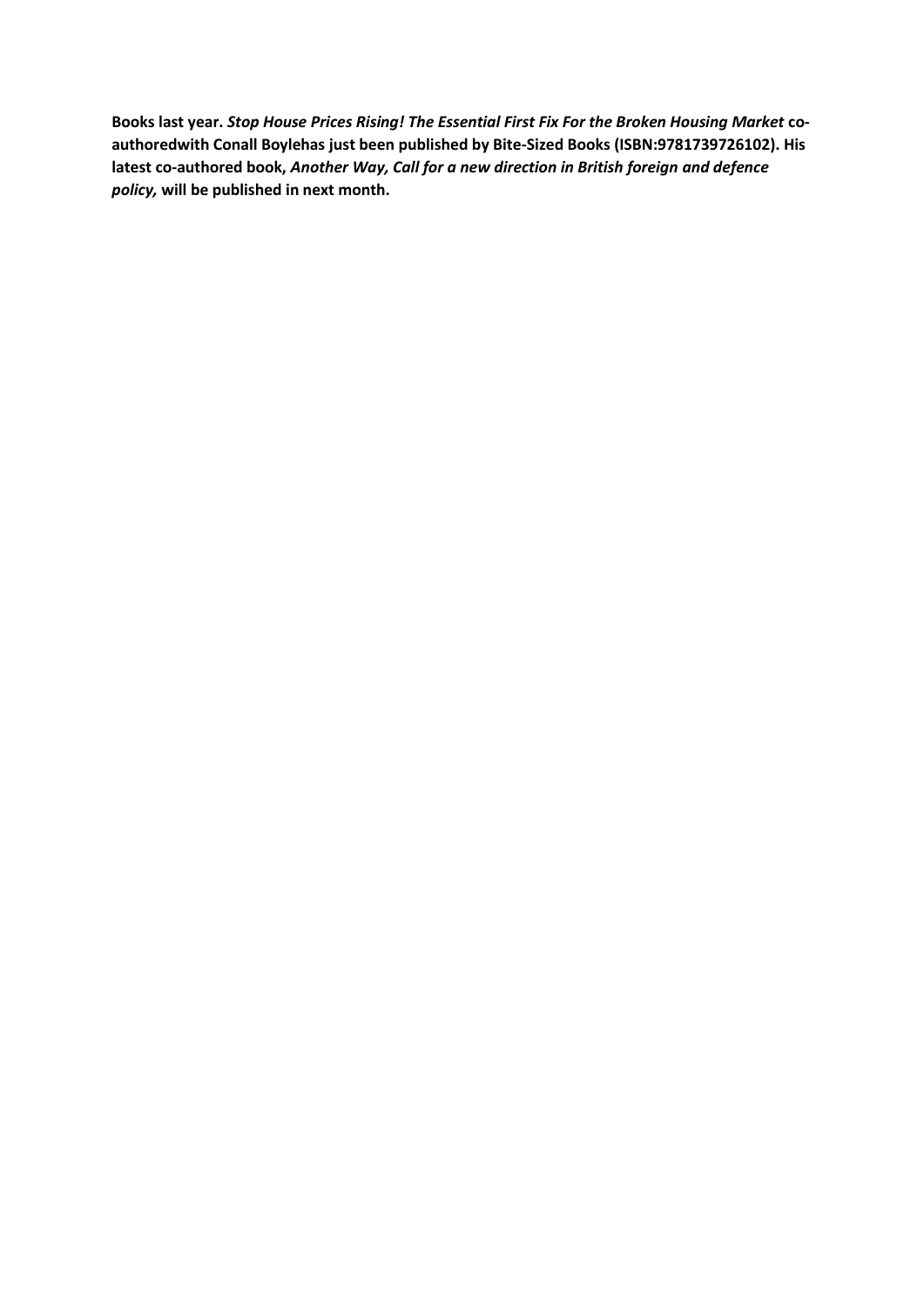**Books last year. *Stop House Prices Rising! The Essential First Fix For the Broken Housing Market* co-authoredwith Conall Boylehas just been published by Bite-Sized Books (ISBN:9781739726102). His latest co-authored book, *Another Way, Call for a new direction in British foreign and defence policy,* will be published in next month.**